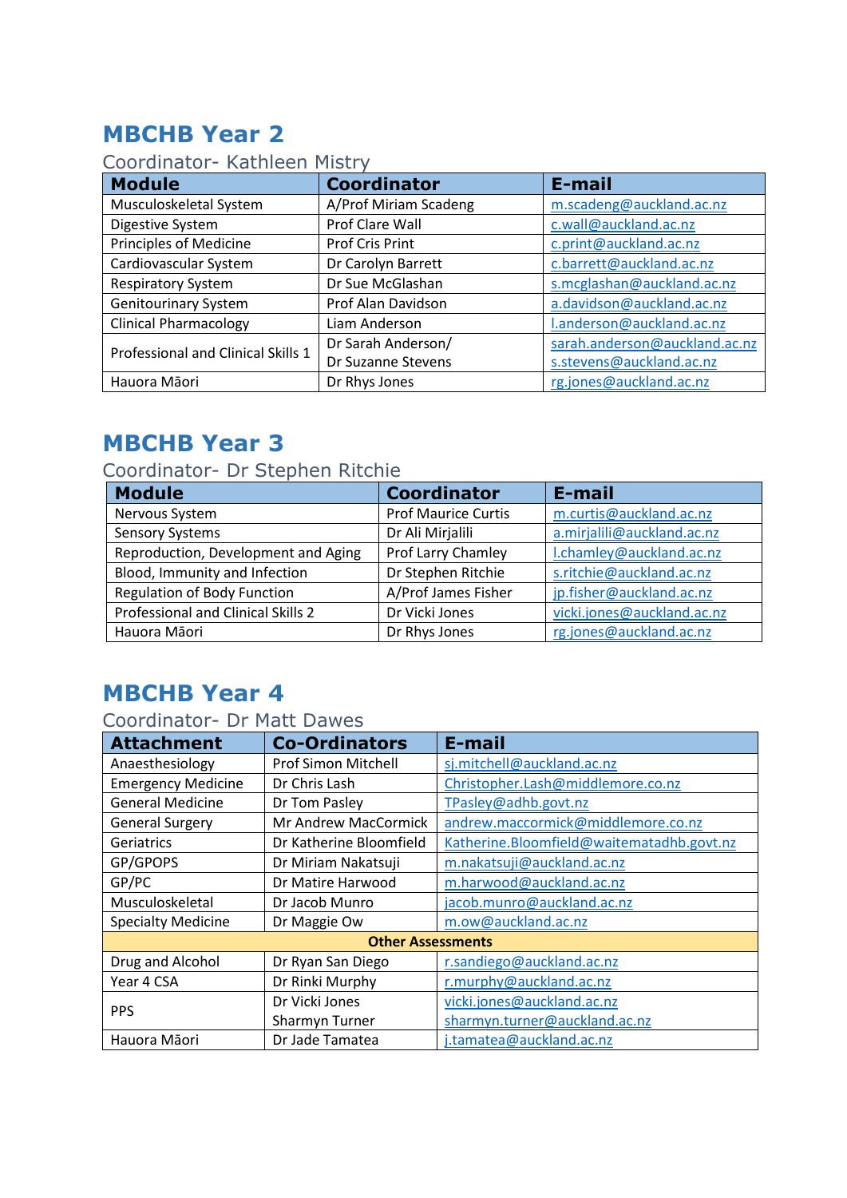# MBCHB Year 2

Coordinator- Kathleen Mistry

| Module | Coordinator | E-mail |
|---|---|---|
| Musculoskeletal System | A/Prof Miriam Scadeng | m.scadeng@auckland.ac.nz |
| Digestive System | Prof Clare Wall | c.wall@auckland.ac.nz |
| Principles of Medicine | Prof Cris Print | c.print@auckland.ac.nz |
| Cardiovascular System | Dr Carolyn Barrett | c.barrett@auckland.ac.nz |
| Respiratory System | Dr Sue McGlashan | s.mcglashan@auckland.ac.nz |
| Genitourinary System | Prof Alan Davidson | a.davidson@auckland.ac.nz |
| Clinical Pharmacology | Liam Anderson | l.anderson@auckland.ac.nz |
| Professional and Clinical Skills 1 | Dr Sarah Anderson/ Dr Suzanne Stevens | sarah.anderson@auckland.ac.nz s.stevens@auckland.ac.nz |
| Hauora Māori | Dr Rhys Jones | rg.jones@auckland.ac.nz |

# MBCHB Year 3

Coordinator- Dr Stephen Ritchie

| Module | Coordinator | E-mail |
|---|---|---|
| Nervous System | Prof Maurice Curtis | m.curtis@auckland.ac.nz |
| Sensory Systems | Dr Ali Mirjalili | a.mirjalili@auckland.ac.nz |
| Reproduction, Development and Aging | Prof Larry Chamley | l.chamley@auckland.ac.nz |
| Blood, Immunity and Infection | Dr Stephen Ritchie | s.ritchie@auckland.ac.nz |
| Regulation of Body Function | A/Prof James Fisher | jp.fisher@auckland.ac.nz |
| Professional and Clinical Skills 2 | Dr Vicki Jones | vicki.jones@auckland.ac.nz |
| Hauora Māori | Dr Rhys Jones | rg.jones@auckland.ac.nz |

# MBCHB Year 4

Coordinator- Dr Matt Dawes

| Attachment | Co-Ordinators | E-mail |
|---|---|---|
| Anaesthesiology | Prof Simon Mitchell | sj.mitchell@auckland.ac.nz |
| Emergency Medicine | Dr Chris Lash | Christopher.Lash@middlemore.co.nz |
| General Medicine | Dr Tom Pasley | TPasley@adhb.govt.nz |
| General Surgery | Mr Andrew MacCormick | andrew.maccormick@middlemore.co.nz |
| Geriatrics | Dr Katherine Bloomfield | Katherine.Bloomfield@waitematadhb.govt.nz |
| GP/GPOPS | Dr Miriam Nakatsuji | m.nakatsuji@auckland.ac.nz |
| GP/PC | Dr Matire Harwood | m.harwood@auckland.ac.nz |
| Musculoskeletal | Dr Jacob Munro | jacob.munro@auckland.ac.nz |
| Specialty Medicine | Dr Maggie Ow | m.ow@auckland.ac.nz |
| **Other Assessments** | | |
| Drug and Alcohol | Dr Ryan San Diego | r.sandiego@auckland.ac.nz |
| Year 4 CSA | Dr Rinki Murphy | r.murphy@auckland.ac.nz |
| PPS | Dr Vicki Jones Sharmyn Turner | vicki.jones@auckland.ac.nz sharmyn.turner@auckland.ac.nz |
| Hauora Māori | Dr Jade Tamatea | j.tamatea@auckland.ac.nz |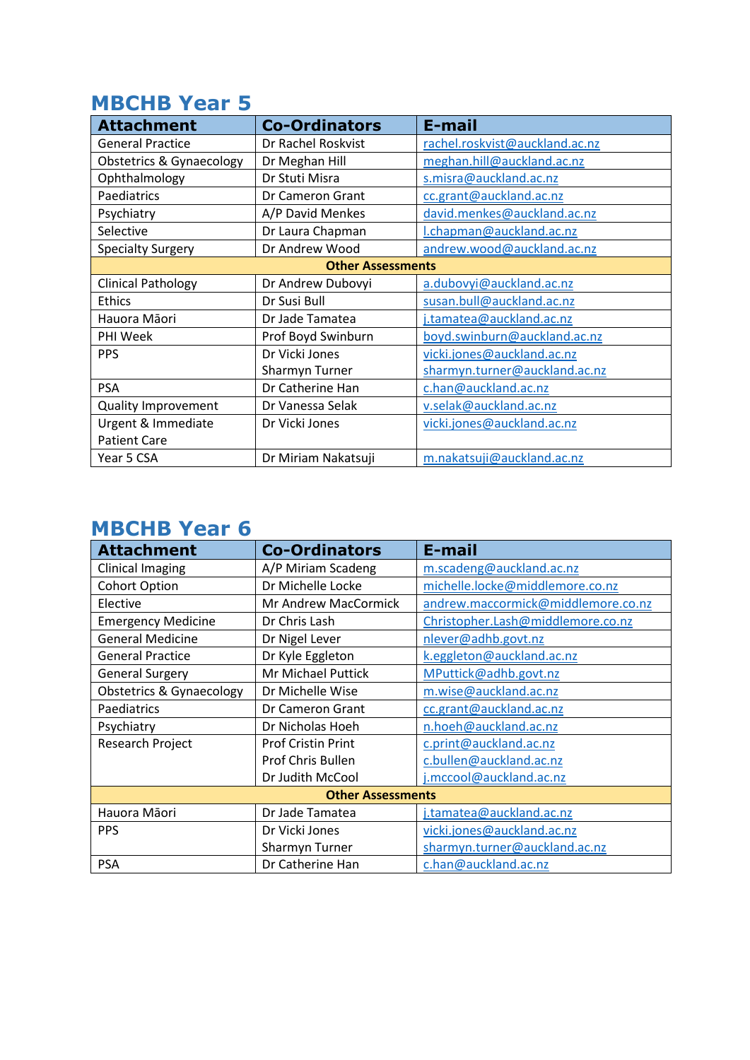## MBCHB Year 5

| Attachment | Co-Ordinators | E-mail |
|---|---|---|
| General Practice | Dr Rachel Roskvist | rachel.roskvist@auckland.ac.nz |
| Obstetrics & Gynaecology | Dr Meghan Hill | meghan.hill@auckland.ac.nz |
| Ophthalmology | Dr Stuti Misra | s.misra@auckland.ac.nz |
| Paediatrics | Dr Cameron Grant | cc.grant@auckland.ac.nz |
| Psychiatry | A/P David Menkes | david.menkes@auckland.ac.nz |
| Selective | Dr Laura Chapman | l.chapman@auckland.ac.nz |
| Specialty Surgery | Dr Andrew Wood | andrew.wood@auckland.ac.nz |
| **Other Assessments** | | |
| Clinical Pathology | Dr Andrew Dubovyi | a.dubovyi@auckland.ac.nz |
| Ethics | Dr Susi Bull | susan.bull@auckland.ac.nz |
| Hauora Māori | Dr Jade Tamatea | j.tamatea@auckland.ac.nz |
| PHI Week | Prof Boyd Swinburn | boyd.swinburn@auckland.ac.nz |
| PPS | Dr Vicki Jones<br>Sharmyn Turner | vicki.jones@auckland.ac.nz<br>sharmyn.turner@auckland.ac.nz |
| PSA | Dr Catherine Han | c.han@auckland.ac.nz |
| Quality Improvement | Dr Vanessa Selak | v.selak@auckland.ac.nz |
| Urgent & Immediate Patient Care | Dr Vicki Jones | vicki.jones@auckland.ac.nz |
| Year 5 CSA | Dr Miriam Nakatsuji | m.nakatsuji@auckland.ac.nz |

## MBCHB Year 6

| Attachment | Co-Ordinators | E-mail |
|---|---|---|
| Clinical Imaging | A/P Miriam Scadeng | m.scadeng@auckland.ac.nz |
| Cohort Option | Dr Michelle Locke | michelle.locke@middlemore.co.nz |
| Elective | Mr Andrew MacCormick | andrew.maccormick@middlemore.co.nz |
| Emergency Medicine | Dr Chris Lash | Christopher.Lash@middlemore.co.nz |
| General Medicine | Dr Nigel Lever | nlever@adhb.govt.nz |
| General Practice | Dr Kyle Eggleton | k.eggleton@auckland.ac.nz |
| General Surgery | Mr Michael Puttick | MPuttick@adhb.govt.nz |
| Obstetrics & Gynaecology | Dr Michelle Wise | m.wise@auckland.ac.nz |
| Paediatrics | Dr Cameron Grant | cc.grant@auckland.ac.nz |
| Psychiatry | Dr Nicholas Hoeh | n.hoeh@auckland.ac.nz |
| Research Project | Prof Cristin Print<br>Prof Chris Bullen<br>Dr Judith McCool | c.print@auckland.ac.nz<br>c.bullen@auckland.ac.nz<br>j.mccool@auckland.ac.nz |
| **Other Assessments** | | |
| Hauora Māori | Dr Jade Tamatea | j.tamatea@auckland.ac.nz |
| PPS | Dr Vicki Jones<br>Sharmyn Turner | vicki.jones@auckland.ac.nz<br>sharmyn.turner@auckland.ac.nz |
| PSA | Dr Catherine Han | c.han@auckland.ac.nz |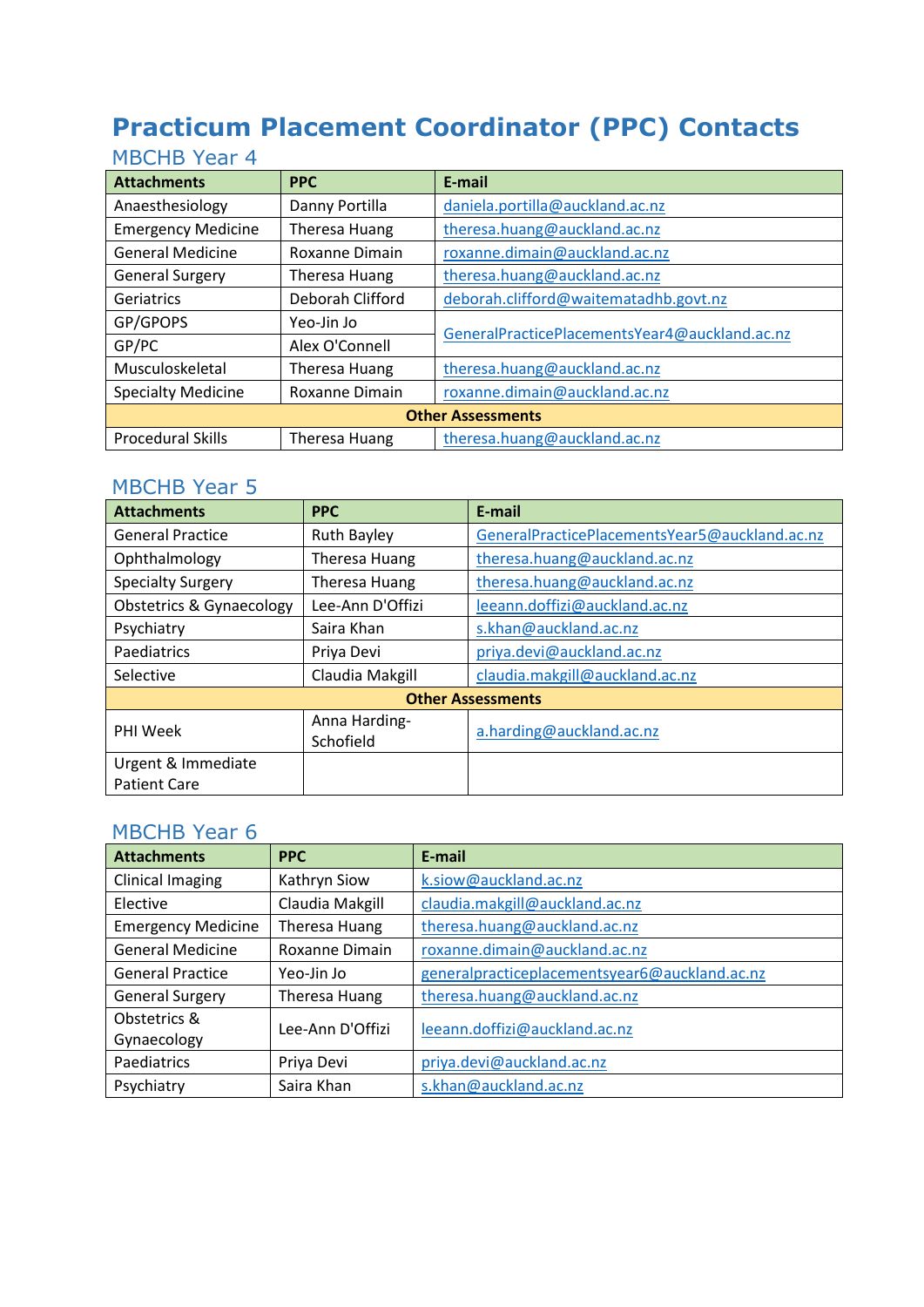# Practicum Placement Coordinator (PPC) Contacts

## MBCHB Year 4

| Attachments | PPC | E-mail |
|---|---|---|
| Anaesthesiology | Danny Portilla | daniela.portilla@auckland.ac.nz |
| Emergency Medicine | Theresa Huang | theresa.huang@auckland.ac.nz |
| General Medicine | Roxanne Dimain | roxanne.dimain@auckland.ac.nz |
| General Surgery | Theresa Huang | theresa.huang@auckland.ac.nz |
| Geriatrics | Deborah Clifford | deborah.clifford@waitematadhb.govt.nz |
| GP/GPOPS | Yeo-Jin Jo | GeneralPracticePlacementsYear4@auckland.ac.nz |
| GP/PC | Alex O'Connell | |
| Musculoskeletal | Theresa Huang | theresa.huang@auckland.ac.nz |
| Specialty Medicine | Roxanne Dimain | roxanne.dimain@auckland.ac.nz |
| **Other Assessments** | | |
| Procedural Skills | Theresa Huang | theresa.huang@auckland.ac.nz |

## MBCHB Year 5

| Attachments | PPC | E-mail |
|---|---|---|
| General Practice | Ruth Bayley | GeneralPracticePlacementsYear5@auckland.ac.nz |
| Ophthalmology | Theresa Huang | theresa.huang@auckland.ac.nz |
| Specialty Surgery | Theresa Huang | theresa.huang@auckland.ac.nz |
| Obstetrics & Gynaecology | Lee-Ann D'Offizi | leeann.doffizi@auckland.ac.nz |
| Psychiatry | Saira Khan | s.khan@auckland.ac.nz |
| Paediatrics | Priya Devi | priya.devi@auckland.ac.nz |
| Selective | Claudia Makgill | claudia.makgill@auckland.ac.nz |
| **Other Assessments** | | |
| PHI Week | Anna Harding-Schofield | a.harding@auckland.ac.nz |
| Urgent & Immediate Patient Care | | |

## MBCHB Year 6

| Attachments | PPC | E-mail |
|---|---|---|
| Clinical Imaging | Kathryn Siow | k.siow@auckland.ac.nz |
| Elective | Claudia Makgill | claudia.makgill@auckland.ac.nz |
| Emergency Medicine | Theresa Huang | theresa.huang@auckland.ac.nz |
| General Medicine | Roxanne Dimain | roxanne.dimain@auckland.ac.nz |
| General Practice | Yeo-Jin Jo | generalpracticeplacementsyear6@auckland.ac.nz |
| General Surgery | Theresa Huang | theresa.huang@auckland.ac.nz |
| Obstetrics & Gynaecology | Lee-Ann D'Offizi | leeann.doffizi@auckland.ac.nz |
| Paediatrics | Priya Devi | priya.devi@auckland.ac.nz |
| Psychiatry | Saira Khan | s.khan@auckland.ac.nz |